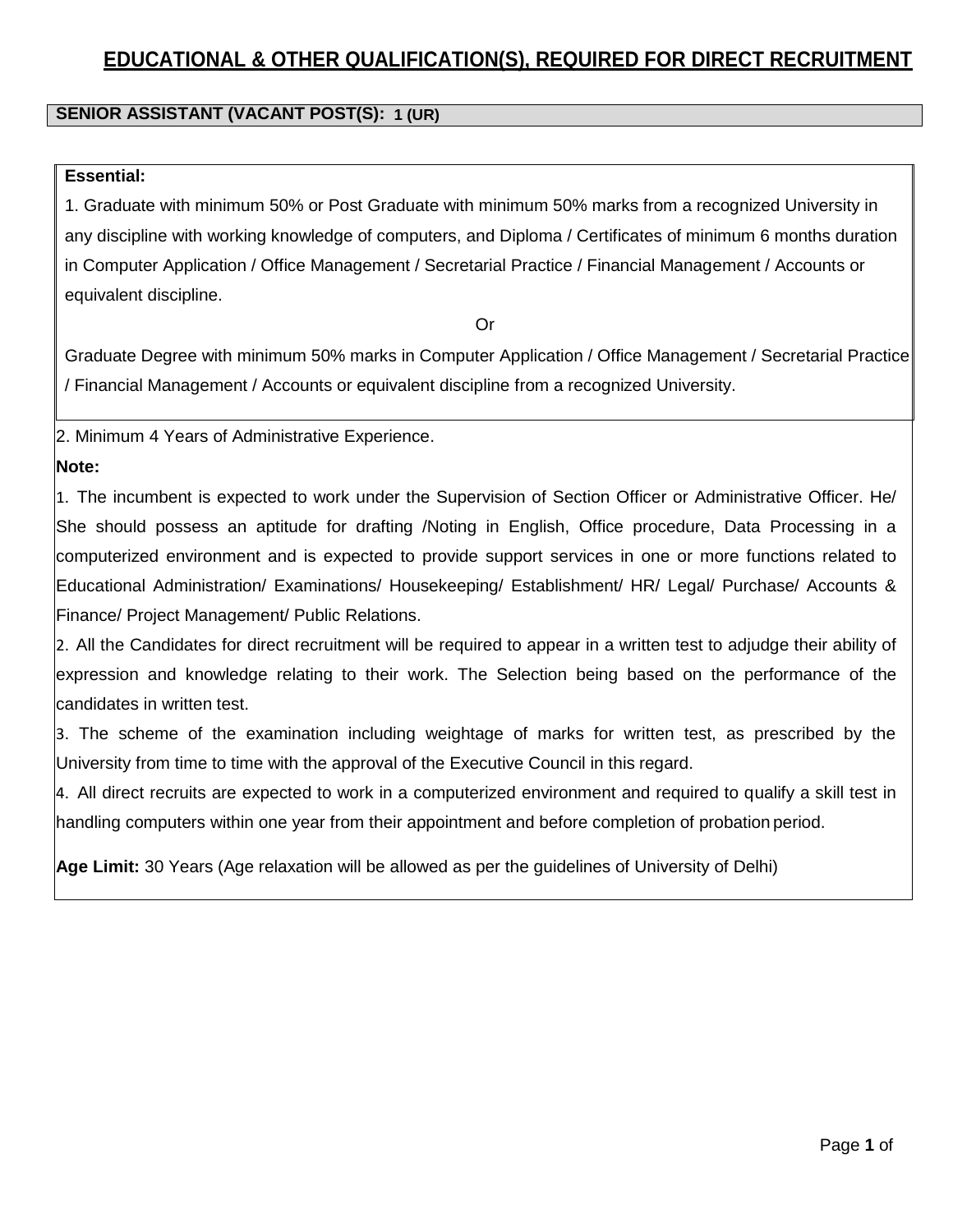# EDUCATIONAL & OTHER QUALIFICATION(S), REQUIRED FOR DIRECT RECRUITMENT

## SENIOR ASSISTANT (VACANT POST(S): 1 (UR)

**Essential:**

1. Graduate with minimum 50% or Post Graduate with minimum 50% marks from a recognized University in any discipline with working knowledge of computers, and Diploma / Certificates of minimum 6 months duration in Computer Application / Office Management / Secretarial Practice / Financial Management / Accounts or equivalent discipline.

Or

Graduate Degree with minimum 50% marks in Computer Application / Office Management / Secretarial Practice / Financial Management / Accounts or equivalent discipline from a recognized University.

2. Minimum 4 Years of Administrative Experience.

**Note:**

1. The incumbent is expected to work under the Supervision of Section Officer or Administrative Officer. He/ She should possess an aptitude for drafting /Noting in English, Office procedure, Data Processing in a computerized environment and is expected to provide support services in one or more functions related to Educational Administration/ Examinations/ Housekeeping/ Establishment/ HR/ Legal/ Purchase/ Accounts & Finance/ Project Management/ Public Relations.
2. All the Candidates for direct recruitment will be required to appear in a written test to adjudge their ability of expression and knowledge relating to their work. The Selection being based on the performance of the candidates in written test.
3. The scheme of the examination including weightage of marks for written test, as prescribed by the University from time to time with the approval of the Executive Council in this regard.
4. All direct recruits are expected to work in a computerized environment and required to qualify a skill test in handling computers within one year from their appointment and before completion of probation period.

**Age Limit:** 30 Years (Age relaxation will be allowed as per the guidelines of University of Delhi)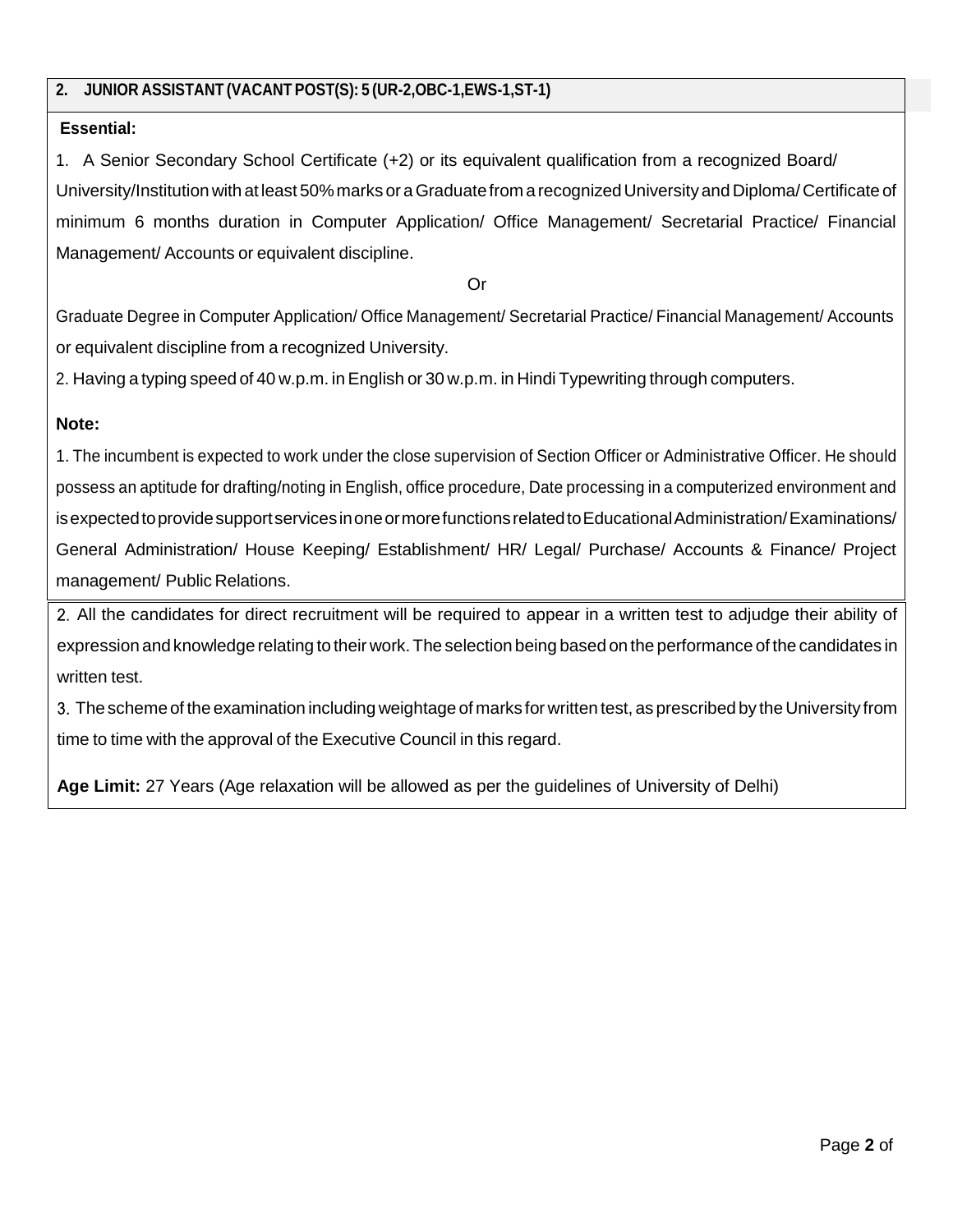## 2. JUNIOR ASSISTANT (VACANT POST(S): 5 (UR-2,OBC-1,EWS-1,ST-1)

**Essential:**

1. A Senior Secondary School Certificate (+2) or its equivalent qualification from a recognized Board/ University/Institution with at least 50% marks or a Graduate from a recognized University and Diploma/ Certificate of minimum 6 months duration in Computer Application/ Office Management/ Secretarial Practice/ Financial Management/ Accounts or equivalent discipline.

Or

Graduate Degree in Computer Application/ Office Management/ Secretarial Practice/ Financial Management/ Accounts or equivalent discipline from a recognized University.

2. Having a typing speed of 40 w.p.m. in English or 30 w.p.m. in Hindi Typewriting through computers.

**Note:**

1. The incumbent is expected to work under the close supervision of Section Officer or Administrative Officer. He should possess an aptitude for drafting/noting in English, office procedure, Date processing in a computerized environment and is expected to provide support services in one or more functions related to Educational Administration/ Examinations/ General Administration/ House Keeping/ Establishment/ HR/ Legal/ Purchase/ Accounts & Finance/ Project management/ Public Relations.

2. All the candidates for direct recruitment will be required to appear in a written test to adjudge their ability of expression and knowledge relating to their work. The selection being based on the performance of the candidates in written test.

3. The scheme of the examination including weightage of marks for written test, as prescribed by the University from time to time with the approval of the Executive Council in this regard.

**Age Limit:** 27 Years (Age relaxation will be allowed as per the guidelines of University of Delhi)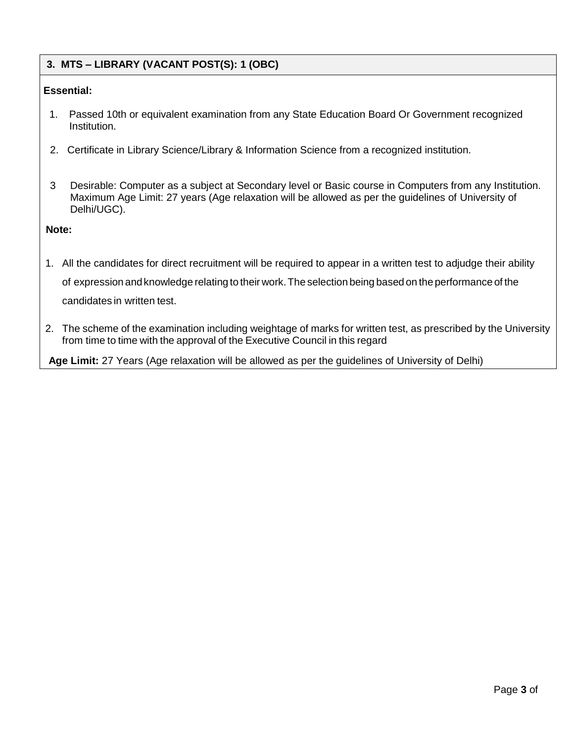### 3. MTS – LIBRARY (VACANT POST(S): 1 (OBC)

**Essential:**

1. Passed 10th or equivalent examination from any State Education Board Or Government recognized Institution.
2. Certificate in Library Science/Library & Information Science from a recognized institution.
3. Desirable: Computer as a subject at Secondary level or Basic course in Computers from any Institution. Maximum Age Limit: 27 years (Age relaxation will be allowed as per the guidelines of University of Delhi/UGC).

**Note:**

1. All the candidates for direct recruitment will be required to appear in a written test to adjudge their ability of expression and knowledge relating to their work. The selection being based on the performance of the candidates in written test.
2. The scheme of the examination including weightage of marks for written test, as prescribed by the University from time to time with the approval of the Executive Council in this regard

**Age Limit:** 27 Years (Age relaxation will be allowed as per the guidelines of University of Delhi)